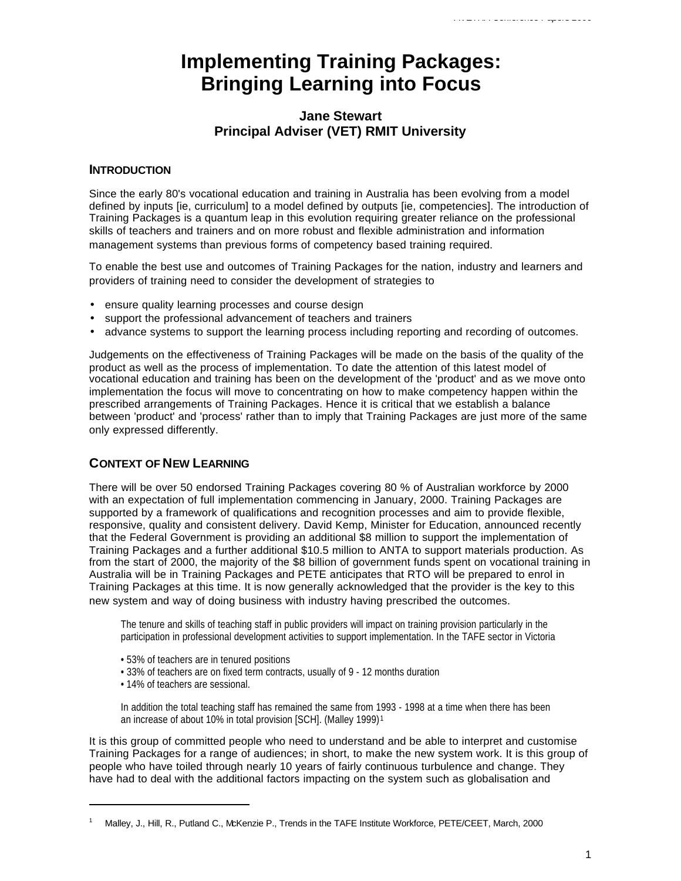# Implementing Training Packages: Bringing Learning into Focus

**Jane Stewart**
**Principal Adviser (VET) RMIT University**

## INTRODUCTION

Since the early 80's vocational education and training in Australia has been evolving from a model defined by inputs [ie, curriculum] to a model defined by outputs [ie, competencies]. The introduction of Training Packages is a quantum leap in this evolution requiring greater reliance on the professional skills of teachers and trainers and on more robust and flexible administration and information management systems than previous forms of competency based training required.

To enable the best use and outcomes of Training Packages for the nation, industry and learners and providers of training need to consider the development of strategies to

- ensure quality learning processes and course design
- support the professional advancement of teachers and trainers
- advance systems to support the learning process including reporting and recording of outcomes.

Judgements on the effectiveness of Training Packages will be made on the basis of the quality of the product as well as the process of implementation. To date the attention of this latest model of vocational education and training has been on the development of the 'product' and as we move onto implementation the focus will move to concentrating on how to make competency happen within the prescribed arrangements of Training Packages. Hence it is critical that we establish a balance between 'product' and 'process' rather than to imply that Training Packages are just more of the same only expressed differently.

## CONTEXT OF NEW LEARNING

There will be over 50 endorsed Training Packages covering 80 % of Australian workforce by 2000 with an expectation of full implementation commencing in January, 2000. Training Packages are supported by a framework of qualifications and recognition processes and aim to provide flexible, responsive, quality and consistent delivery. David Kemp, Minister for Education, announced recently that the Federal Government is providing an additional $8 million to support the implementation of Training Packages and a further additional $10.5 million to ANTA to support materials production. As from the start of 2000, the majority of the $8 billion of government funds spent on vocational training in Australia will be in Training Packages and PETE anticipates that RTO will be prepared to enrol in Training Packages at this time. It is now generally acknowledged that the provider is the key to this new system and way of doing business with industry having prescribed the outcomes.

> The tenure and skills of teaching staff in public providers will impact on training provision particularly in the participation in professional development activities to support implementation. In the TAFE sector in Victoria
>
> - 53% of teachers are in tenured positions
> - 33% of teachers are on fixed term contracts, usually of 9 - 12 months duration
> - 14% of teachers are sessional.
>
> In addition the total teaching staff has remained the same from 1993 - 1998 at a time when there has been an increase of about 10% in total provision [SCH]. (Malley 1999)[1]

It is this group of committed people who need to understand and be able to interpret and customise Training Packages for a range of audiences; in short, to make the new system work. It is this group of people who have toiled through nearly 10 years of fairly continuous turbulence and change. They have had to deal with the additional factors impacting on the system such as globalisation and

---

[1] Malley, J., Hill, R., Putland C., McKenzie P., Trends in the TAFE Institute Workforce, PETE/CEET, March, 2000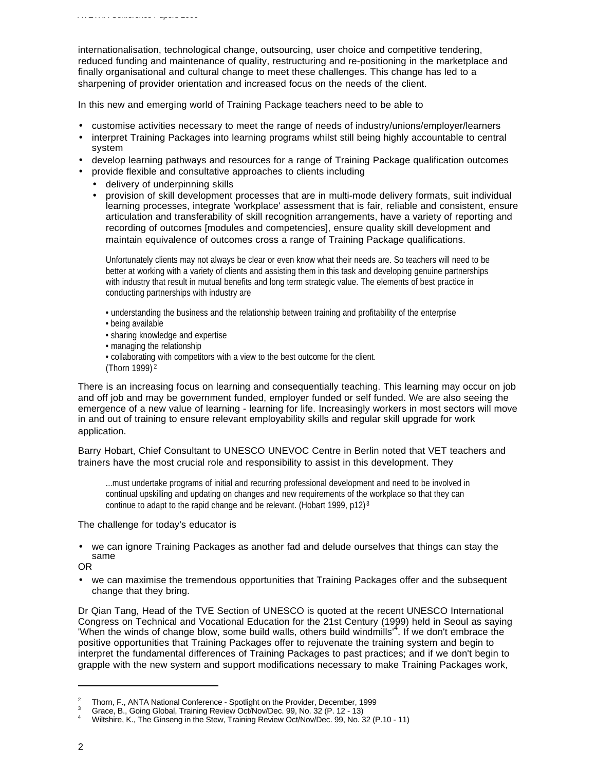internationalisation, technological change, outsourcing, user choice and competitive tendering, reduced funding and maintenance of quality, restructuring and re-positioning in the marketplace and finally organisational and cultural change to meet these challenges. This change has led to a sharpening of provider orientation and increased focus on the needs of the client.

In this new and emerging world of Training Package teachers need to be able to

- customise activities necessary to meet the range of needs of industry/unions/employer/learners
- interpret Training Packages into learning programs whilst still being highly accountable to central system
- develop learning pathways and resources for a range of Training Package qualification outcomes
- provide flexible and consultative approaches to clients including
  - delivery of underpinning skills
  - provision of skill development processes that are in multi-mode delivery formats, suit individual learning processes, integrate 'workplace' assessment that is fair, reliable and consistent, ensure articulation and transferability of skill recognition arrangements, have a variety of reporting and recording of outcomes [modules and competencies], ensure quality skill development and maintain equivalence of outcomes cross a range of Training Package qualifications.

> Unfortunately clients may not always be clear or even know what their needs are. So teachers will need to be better at working with a variety of clients and assisting them in this task and developing genuine partnerships with industry that result in mutual benefits and long term strategic value. The elements of best practice in conducting partnerships with industry are
>
> • understanding the business and the relationship between training and profitability of the enterprise
> • being available
> • sharing knowledge and expertise
> • managing the relationship
> • collaborating with competitors with a view to the best outcome for the client.
> (Thorn 1999) [2]

There is an increasing focus on learning and consequentially teaching. This learning may occur on job and off job and may be government funded, employer funded or self funded. We are also seeing the emergence of a new value of learning - learning for life. Increasingly workers in most sectors will move in and out of training to ensure relevant employability skills and regular skill upgrade for work application.

Barry Hobart, Chief Consultant to UNESCO UNEVOC Centre in Berlin noted that VET teachers and trainers have the most crucial role and responsibility to assist in this development. They

> ...must undertake programs of initial and recurring professional development and need to be involved in continual upskilling and updating on changes and new requirements of the workplace so that they can continue to adapt to the rapid change and be relevant. (Hobart 1999, p12) [3]

The challenge for today's educator is

- we can ignore Training Packages as another fad and delude ourselves that things can stay the same

OR

- we can maximise the tremendous opportunities that Training Packages offer and the subsequent change that they bring.

Dr Qian Tang, Head of the TVE Section of UNESCO is quoted at the recent UNESCO International Congress on Technical and Vocational Education for the 21st Century (1999) held in Seoul as saying 'When the winds of change blow, some build walls, others build windmills'[4]. If we don't embrace the positive opportunities that Training Packages offer to rejuvenate the training system and begin to interpret the fundamental differences of Training Packages to past practices; and if we don't begin to grapple with the new system and support modifications necessary to make Training Packages work,

---

[2] Thorn, F., ANTA National Conference - Spotlight on the Provider, December, 1999
[3] Grace, B., Going Global, Training Review Oct/Nov/Dec. 99, No. 32 (P. 12 - 13)
[4] Wiltshire, K., The Ginseng in the Stew, Training Review Oct/Nov/Dec. 99, No. 32 (P.10 - 11)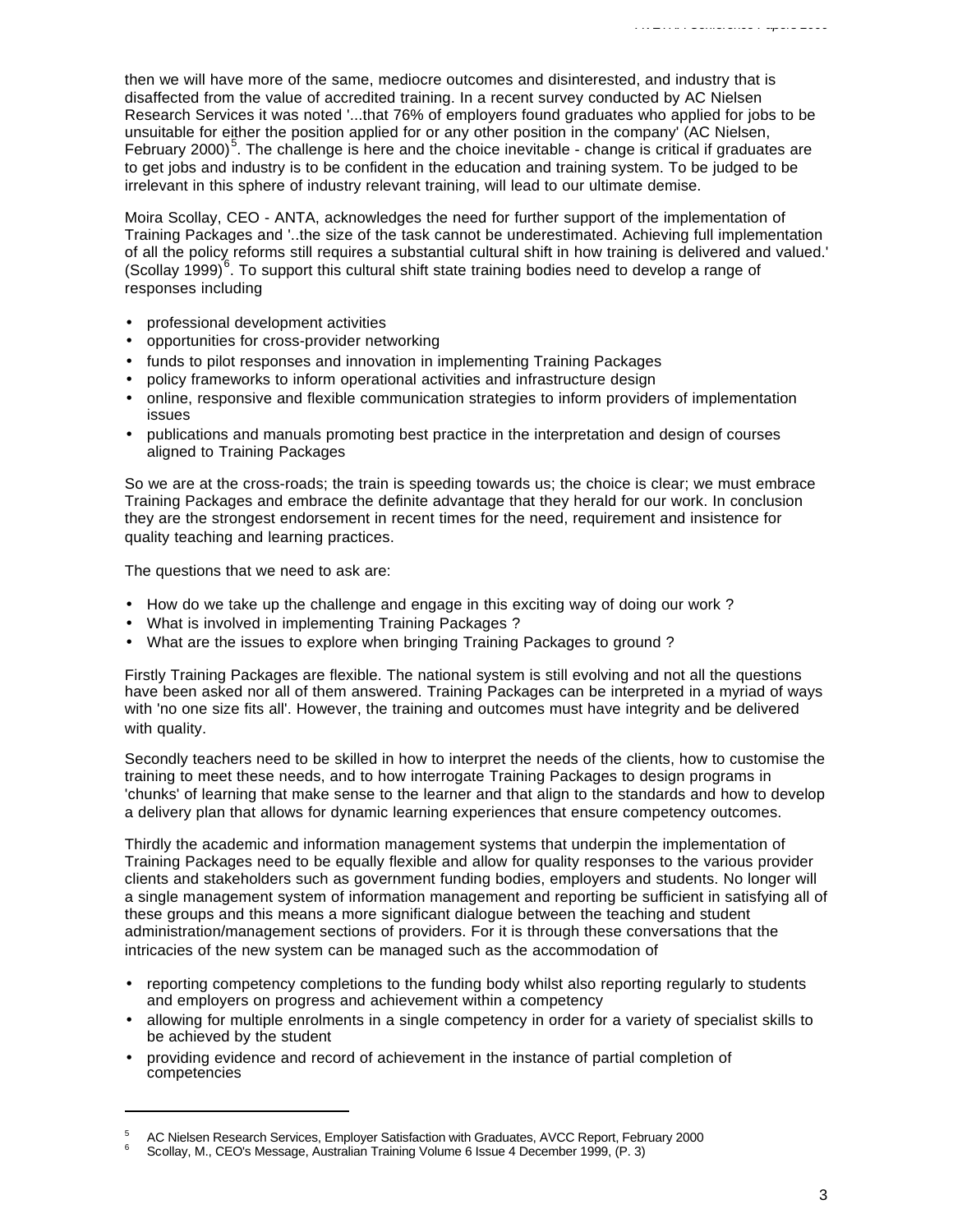then we will have more of the same, mediocre outcomes and disinterested, and industry that is disaffected from the value of accredited training. In a recent survey conducted by AC Nielsen Research Services it was noted '...that 76% of employers found graduates who applied for jobs to be unsuitable for either the position applied for or any other position in the company' (AC Nielsen, February 2000)[5]. The challenge is here and the choice inevitable - change is critical if graduates are to get jobs and industry is to be confident in the education and training system. To be judged to be irrelevant in this sphere of industry relevant training, will lead to our ultimate demise.

Moira Scollay, CEO - ANTA, acknowledges the need for further support of the implementation of Training Packages and '..the size of the task cannot be underestimated. Achieving full implementation of all the policy reforms still requires a substantial cultural shift in how training is delivered and valued.' (Scollay 1999)[6]. To support this cultural shift state training bodies need to develop a range of responses including

- professional development activities
- opportunities for cross-provider networking
- funds to pilot responses and innovation in implementing Training Packages
- policy frameworks to inform operational activities and infrastructure design
- online, responsive and flexible communication strategies to inform providers of implementation issues
- publications and manuals promoting best practice in the interpretation and design of courses aligned to Training Packages

So we are at the cross-roads; the train is speeding towards us; the choice is clear; we must embrace Training Packages and embrace the definite advantage that they herald for our work. In conclusion they are the strongest endorsement in recent times for the need, requirement and insistence for quality teaching and learning practices.

The questions that we need to ask are:

- How do we take up the challenge and engage in this exciting way of doing our work ?
- What is involved in implementing Training Packages ?
- What are the issues to explore when bringing Training Packages to ground ?

Firstly Training Packages are flexible. The national system is still evolving and not all the questions have been asked nor all of them answered. Training Packages can be interpreted in a myriad of ways with 'no one size fits all'. However, the training and outcomes must have integrity and be delivered with quality.

Secondly teachers need to be skilled in how to interpret the needs of the clients, how to customise the training to meet these needs, and to how interrogate Training Packages to design programs in 'chunks' of learning that make sense to the learner and that align to the standards and how to develop a delivery plan that allows for dynamic learning experiences that ensure competency outcomes.

Thirdly the academic and information management systems that underpin the implementation of Training Packages need to be equally flexible and allow for quality responses to the various provider clients and stakeholders such as government funding bodies, employers and students. No longer will a single management system of information management and reporting be sufficient in satisfying all of these groups and this means a more significant dialogue between the teaching and student administration/management sections of providers. For it is through these conversations that the intricacies of the new system can be managed such as the accommodation of

- reporting competency completions to the funding body whilst also reporting regularly to students and employers on progress and achievement within a competency
- allowing for multiple enrolments in a single competency in order for a variety of specialist skills to be achieved by the student
- providing evidence and record of achievement in the instance of partial completion of competencies

---

[5] AC Nielsen Research Services, Employer Satisfaction with Graduates, AVCC Report, February 2000

[6] Scollay, M., CEO's Message, Australian Training Volume 6 Issue 4 December 1999, (P. 3)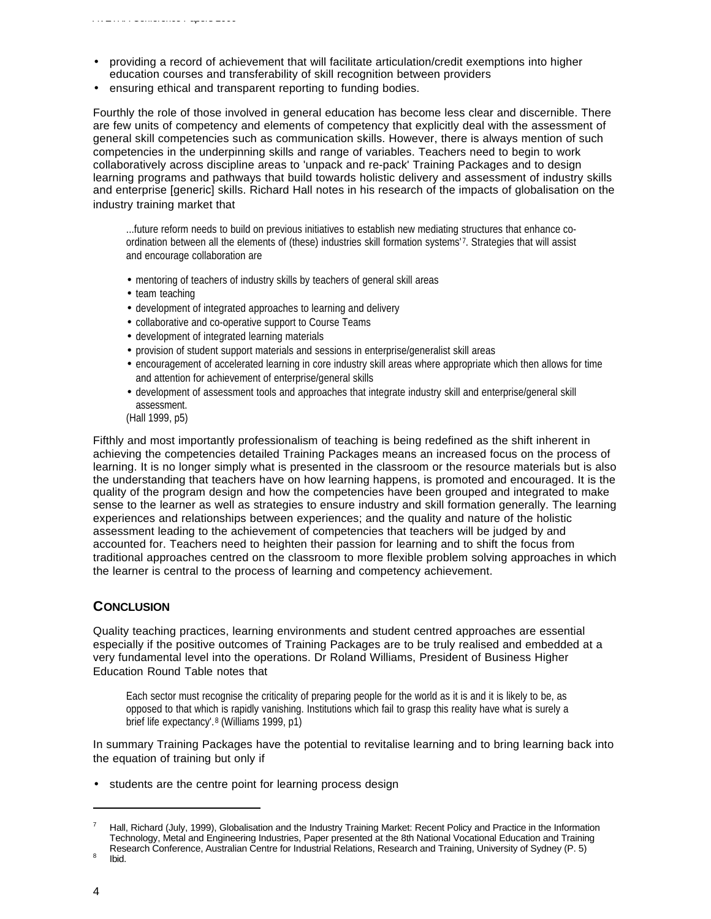- providing a record of achievement that will facilitate articulation/credit exemptions into higher education courses and transferability of skill recognition between providers
- ensuring ethical and transparent reporting to funding bodies.

Fourthly the role of those involved in general education has become less clear and discernible. There are few units of competency and elements of competency that explicitly deal with the assessment of general skill competencies such as communication skills. However, there is always mention of such competencies in the underpinning skills and range of variables. Teachers need to begin to work collaboratively across discipline areas to 'unpack and re-pack' Training Packages and to design learning programs and pathways that build towards holistic delivery and assessment of industry skills and enterprise [generic] skills. Richard Hall notes in his research of the impacts of globalisation on the industry training market that

> ...future reform needs to build on previous initiatives to establish new mediating structures that enhance co-ordination between all the elements of (these) industries skill formation systems'[7]. Strategies that will assist and encourage collaboration are
>
> - mentoring of teachers of industry skills by teachers of general skill areas
> - team teaching
> - development of integrated approaches to learning and delivery
> - collaborative and co-operative support to Course Teams
> - development of integrated learning materials
> - provision of student support materials and sessions in enterprise/generalist skill areas
> - encouragement of accelerated learning in core industry skill areas where appropriate which then allows for time and attention for achievement of enterprise/general skills
> - development of assessment tools and approaches that integrate industry skill and enterprise/general skill assessment.
>
> (Hall 1999, p5)

Fifthly and most importantly professionalism of teaching is being redefined as the shift inherent in achieving the competencies detailed Training Packages means an increased focus on the process of learning. It is no longer simply what is presented in the classroom or the resource materials but is also the understanding that teachers have on how learning happens, is promoted and encouraged. It is the quality of the program design and how the competencies have been grouped and integrated to make sense to the learner as well as strategies to ensure industry and skill formation generally. The learning experiences and relationships between experiences; and the quality and nature of the holistic assessment leading to the achievement of competencies that teachers will be judged by and accounted for. Teachers need to heighten their passion for learning and to shift the focus from traditional approaches centred on the classroom to more flexible problem solving approaches in which the learner is central to the process of learning and competency achievement.

## CONCLUSION

Quality teaching practices, learning environments and student centred approaches are essential especially if the positive outcomes of Training Packages are to be truly realised and embedded at a very fundamental level into the operations. Dr Roland Williams, President of Business Higher Education Round Table notes that

> Each sector must recognise the criticality of preparing people for the world as it is and it is likely to be, as opposed to that which is rapidly vanishing. Institutions which fail to grasp this reality have what is surely a brief life expectancy'.[8] (Williams 1999, p1)

In summary Training Packages have the potential to revitalise learning and to bring learning back into the equation of training but only if

- students are the centre point for learning process design

---

[7] Hall, Richard (July, 1999), Globalisation and the Industry Training Market: Recent Policy and Practice in the Information Technology, Metal and Engineering Industries, Paper presented at the 8th National Vocational Education and Training Research Conference, Australian Centre for Industrial Relations, Research and Training, University of Sydney (P. 5)

[8] Ibid.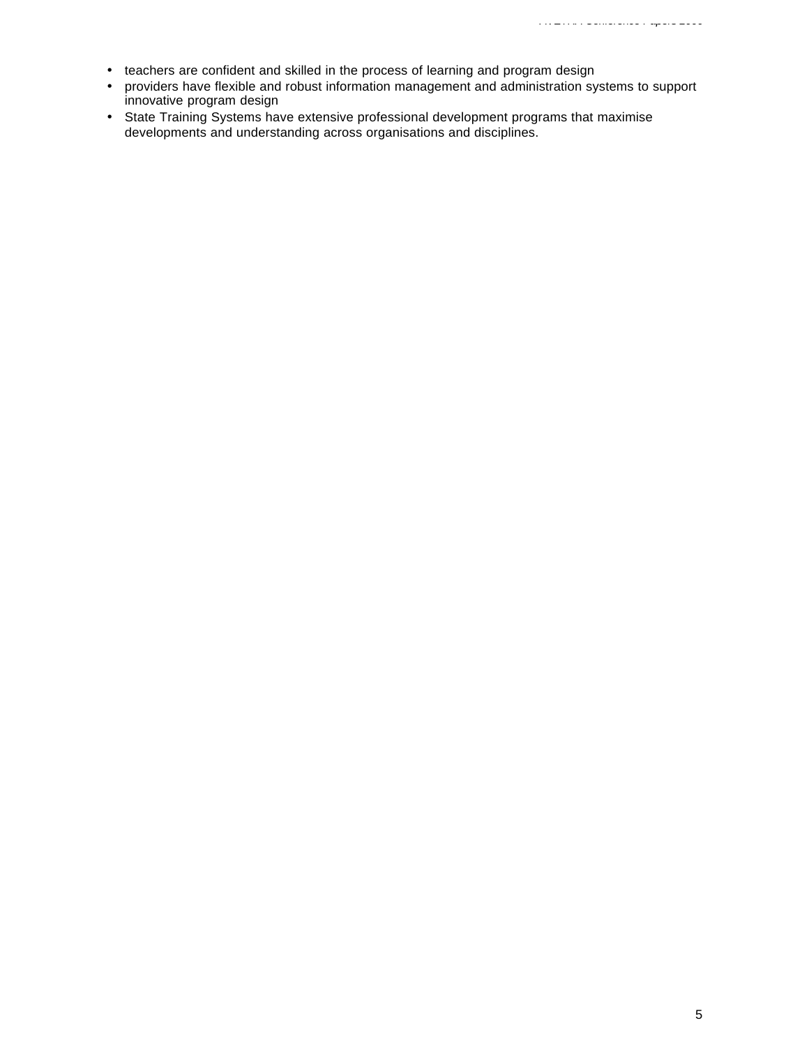- teachers are confident and skilled in the process of learning and program design
- providers have flexible and robust information management and administration systems to support innovative program design
- State Training Systems have extensive professional development programs that maximise developments and understanding across organisations and disciplines.